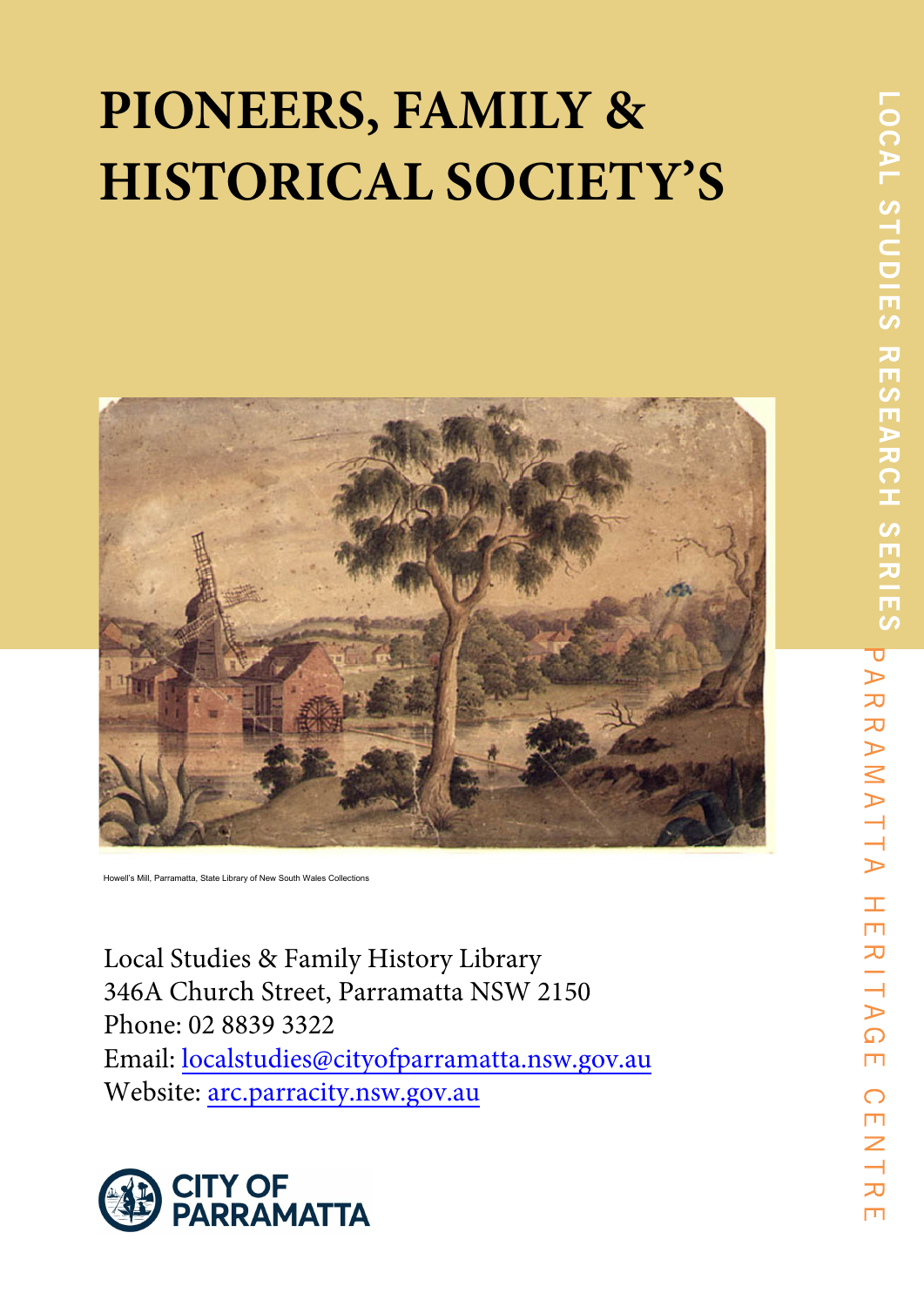# PIONEERS, FAMILY & HISTORICAL SOCIETY'S

Howell's Mill, Parramatta, State Library of New South Wales Collections

Local Studies & Family History Library
346A Church Street, Parramatta NSW 2150
Phone: 02 8839 3322
Email: localstudies@cityofparramatta.nsw.gov.au
Website: arc.parracity.nsw.gov.au

CITY OF PARRAMATTA

LOCAL STUDIES RESEARCH SERIES
PARRAMATTA HERITAGE CENTRE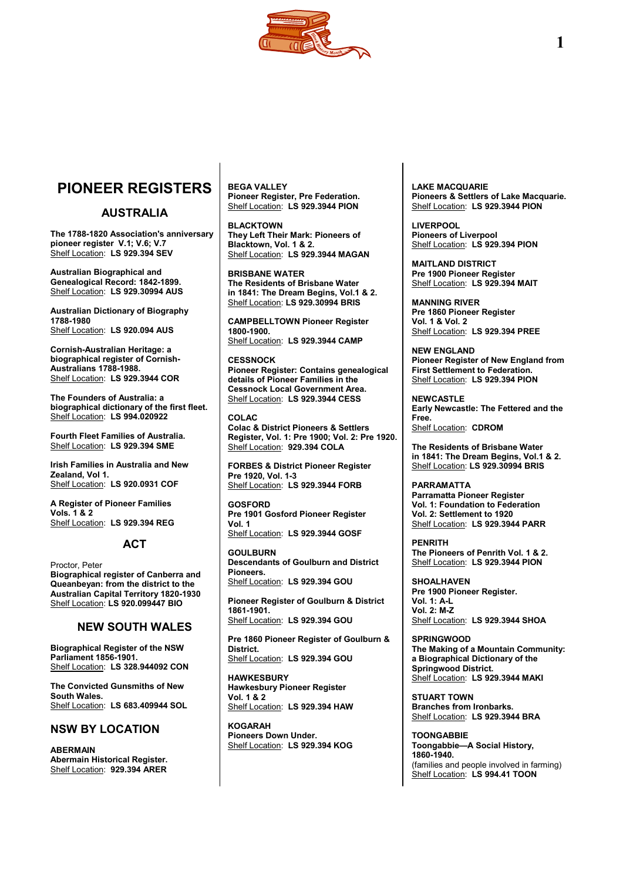# PIONEER REGISTERS

## AUSTRALIA

**The 1788-1820 Association's anniversary pioneer register V.1; V.6; V.7**
Shelf Location: **LS 929.394 SEV**

**Australian Biographical and Genealogical Record: 1842-1899.**
Shelf Location: **LS 929.30994 AUS**

**Australian Dictionary of Biography 1788-1980**
Shelf Location: **LS 920.094 AUS**

**Cornish-Australian Heritage: a biographical register of Cornish-Australians 1788-1988.**
Shelf Location: **LS 929.3944 COR**

**The Founders of Australia: a biographical dictionary of the first fleet.**
Shelf Location: **LS 994.020922**

**Fourth Fleet Families of Australia.**
Shelf Location: **LS 929.394 SME**

**Irish Families in Australia and New Zealand, Vol 1.**
Shelf Location: **LS 920.0931 COF**

**A Register of Pioneer Families Vols. 1 & 2**
Shelf Location: **LS 929.394 REG**

## ACT

Proctor, Peter
**Biographical register of Canberra and Queanbeyan: from the district to the Australian Capital Territory 1820-1930**
Shelf Location: **LS 920.099447 BIO**

## NEW SOUTH WALES

**Biographical Register of the NSW Parliament 1856-1901.**
Shelf Location: **LS 328.944092 CON**

**The Convicted Gunsmiths of New South Wales.**
Shelf Location: **LS 683.409944 SOL**

## NSW BY LOCATION

**ABERMAIN**
**Abermain Historical Register.**
Shelf Location: **929.394 ARER**

**BEGA VALLEY**
**Pioneer Register, Pre Federation.**
Shelf Location: **LS 929.3944 PION**

**BLACKTOWN**
**They Left Their Mark: Pioneers of Blacktown, Vol. 1 & 2.**
Shelf Location: **LS 929.3944 MAGAN**

**BRISBANE WATER**
**The Residents of Brisbane Water in 1841: The Dream Begins, Vol.1 & 2.**
Shelf Location: **LS 929.30994 BRIS**

**CAMPBELLTOWN Pioneer Register 1800-1900.**
Shelf Location: **LS 929.3944 CAMP**

**CESSNOCK**
**Pioneer Register: Contains genealogical details of Pioneer Families in the Cessnock Local Government Area.**
Shelf Location: **LS 929.3944 CESS**

**COLAC**
**Colac & District Pioneers & Settlers Register, Vol. 1: Pre 1900; Vol. 2: Pre 1920.**
Shelf Location: **929.394 COLA**

**FORBES & District Pioneer Register Pre 1920, Vol. 1-3**
Shelf Location: **LS 929.3944 FORB**

**GOSFORD**
**Pre 1901 Gosford Pioneer Register Vol. 1**
Shelf Location: **LS 929.3944 GOSF**

**GOULBURN**
**Descendants of Goulburn and District Pioneers.**
Shelf Location: **LS 929.394 GOU**

**Pioneer Register of Goulburn & District 1861-1901.**
Shelf Location: **LS 929.394 GOU**

**Pre 1860 Pioneer Register of Goulburn & District.**
Shelf Location: **LS 929.394 GOU**

**HAWKESBURY**
**Hawkesbury Pioneer Register Vol. 1 & 2**
Shelf Location: **LS 929.394 HAW**

**KOGARAH**
**Pioneers Down Under.**
Shelf Location: **LS 929.394 KOG**

**LAKE MACQUARIE**
**Pioneers & Settlers of Lake Macquarie.**
Shelf Location: **LS 929.3944 PION**

**LIVERPOOL**
**Pioneers of Liverpool**
Shelf Location: **LS 929.394 PION**

**MAITLAND DISTRICT**
**Pre 1900 Pioneer Register**
Shelf Location: **LS 929.394 MAIT**

**MANNING RIVER**
**Pre 1860 Pioneer Register Vol. 1 & Vol. 2**
Shelf Location: **LS 929.394 PREE**

**NEW ENGLAND**
**Pioneer Register of New England from First Settlement to Federation.**
Shelf Location: **LS 929.394 PION**

**NEWCASTLE**
**Early Newcastle: The Fettered and the Free.**
Shelf Location: **CDROM**

**The Residents of Brisbane Water in 1841: The Dream Begins, Vol.1 & 2.**
Shelf Location: **LS 929.30994 BRIS**

**PARRAMATTA**
**Parramatta Pioneer Register**
**Vol. 1: Foundation to Federation**
**Vol. 2: Settlement to 1920**
Shelf Location: **LS 929.3944 PARR**

**PENRITH**
**The Pioneers of Penrith Vol. 1 & 2.**
Shelf Location: **LS 929.3944 PION**

**SHOALHAVEN**
**Pre 1900 Pioneer Register.**
**Vol. 1: A-L**
**Vol. 2: M-Z**
Shelf Location: **LS 929.3944 SHOA**

**SPRINGWOOD**
**The Making of a Mountain Community: a Biographical Dictionary of the Springwood District.**
Shelf Location: **LS 929.3944 MAKI**

**STUART TOWN**
**Branches from Ironbarks.**
Shelf Location: **LS 929.3944 BRA**

**TOONGABBIE**
**Toongabbie—A Social History, 1860-1940.**
(families and people involved in farming)
Shelf Location: **LS 994.41 TOON**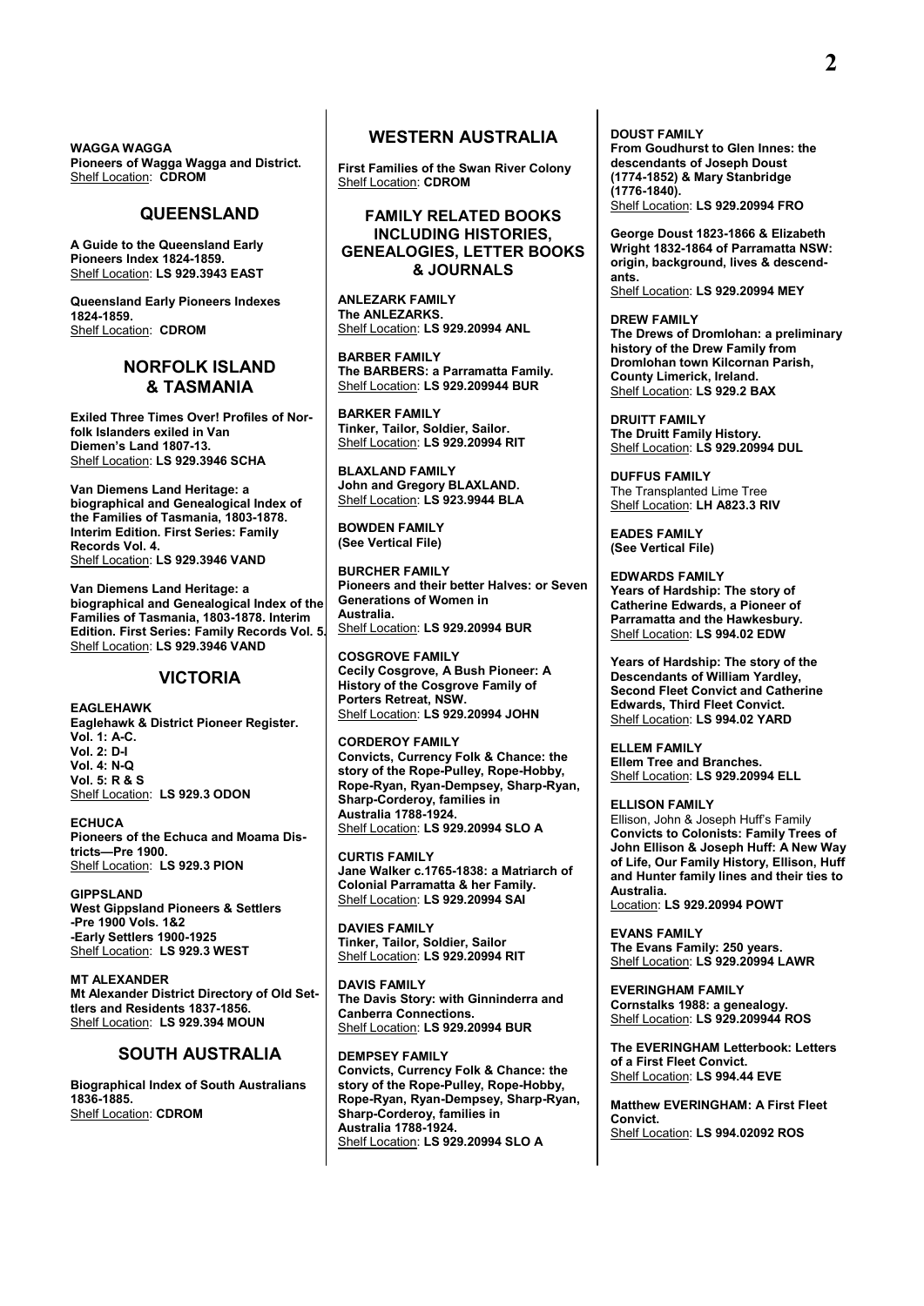**WAGGA WAGGA**
**Pioneers of Wagga Wagga and District.**
Shelf Location: **CDROM**

## QUEENSLAND

**A Guide to the Queensland Early Pioneers Index 1824-1859.**
Shelf Location: **LS 929.3943 EAST**

**Queensland Early Pioneers Indexes 1824-1859.**
Shelf Location: **CDROM**

## NORFOLK ISLAND & TASMANIA

**Exiled Three Times Over! Profiles of Norfolk Islanders exiled in Van Diemen's Land 1807-13.**
Shelf Location: **LS 929.3946 SCHA**

**Van Diemens Land Heritage: a biographical and Genealogical Index of the Families of Tasmania, 1803-1878. Interim Edition. First Series: Family Records Vol. 4.**
Shelf Location: **LS 929.3946 VAND**

**Van Diemens Land Heritage: a biographical and Genealogical Index of the Families of Tasmania, 1803-1878. Interim Edition. First Series: Family Records Vol. 5.**
Shelf Location: **LS 929.3946 VAND**

## VICTORIA

**EAGLEHAWK**
**Eaglehawk & District Pioneer Register.**
**Vol. 1: A-C.**
**Vol. 2: D-I**
**Vol. 4: N-Q**
**Vol. 5: R & S**
Shelf Location: **LS 929.3 ODON**

**ECHUCA**
**Pioneers of the Echuca and Moama Districts—Pre 1900.**
Shelf Location: **LS 929.3 PION**

**GIPPSLAND**
**West Gippsland Pioneers & Settlers**
**-Pre 1900 Vols. 1&2**
**-Early Settlers 1900-1925**
Shelf Location: **LS 929.3 WEST**

**MT ALEXANDER**
**Mt Alexander District Directory of Old Settlers and Residents 1837-1856.**
Shelf Location: **LS 929.394 MOUN**

## SOUTH AUSTRALIA

**Biographical Index of South Australians 1836-1885.**
Shelf Location: **CDROM**

## WESTERN AUSTRALIA

**First Families of the Swan River Colony**
Shelf Location: **CDROM**

## FAMILY RELATED BOOKS INCLUDING HISTORIES, GENEALOGIES, LETTER BOOKS & JOURNALS

**ANLEZARK FAMILY**
**The ANLEZARKS.**
Shelf Location: **LS 929.20994 ANL**

**BARBER FAMILY**
**The BARBERS: a Parramatta Family.**
Shelf Location: **LS 929.209944 BUR**

**BARKER FAMILY**
**Tinker, Tailor, Soldier, Sailor.**
Shelf Location: **LS 929.20994 RIT**

**BLAXLAND FAMILY**
**John and Gregory BLAXLAND.**
Shelf Location: **LS 923.9944 BLA**

**BOWDEN FAMILY**
**(See Vertical File)**

**BURCHER FAMILY**
**Pioneers and their better Halves: or Seven Generations of Women in Australia.**
Shelf Location: **LS 929.20994 BUR**

**COSGROVE FAMILY**
**Cecily Cosgrove, A Bush Pioneer: A History of the Cosgrove Family of Porters Retreat, NSW.**
Shelf Location: **LS 929.20994 JOHN**

**CORDEROY FAMILY**
**Convicts, Currency Folk & Chance: the story of the Rope-Pulley, Rope-Hobby, Rope-Ryan, Ryan-Dempsey, Sharp-Ryan, Sharp-Corderoy, families in Australia 1788-1924.**
Shelf Location: **LS 929.20994 SLO A**

**CURTIS FAMILY**
**Jane Walker c.1765-1838: a Matriarch of Colonial Parramatta & her Family.**
Shelf Location: **LS 929.20994 SAI**

**DAVIES FAMILY**
**Tinker, Tailor, Soldier, Sailor**
Shelf Location: **LS 929.20994 RIT**

**DAVIS FAMILY**
**The Davis Story: with Ginninderra and Canberra Connections.**
Shelf Location: **LS 929.20994 BUR**

**DEMPSEY FAMILY**
**Convicts, Currency Folk & Chance: the story of the Rope-Pulley, Rope-Hobby, Rope-Ryan, Ryan-Dempsey, Sharp-Ryan, Sharp-Corderoy, families in Australia 1788-1924.**
Shelf Location: **LS 929.20994 SLO A**

**DOUST FAMILY**
**From Goudhurst to Glen Innes: the descendants of Joseph Doust (1774-1852) & Mary Stanbridge (1776-1840).**
Shelf Location: **LS 929.20994 FRO**

**George Doust 1823-1866 & Elizabeth Wright 1832-1864 of Parramatta NSW: origin, background, lives & descendants.**
Shelf Location: **LS 929.20994 MEY**

**DREW FAMILY**
**The Drews of Dromlohan: a preliminary history of the Drew Family from Dromlohan town Kilcornan Parish, County Limerick, Ireland.**
Shelf Location: **LS 929.2 BAX**

**DRUITT FAMILY**
**The Druitt Family History.**
Shelf Location: **LS 929.20994 DUL**

**DUFFUS FAMILY**
The Transplanted Lime Tree
Shelf Location: **LH A823.3 RIV**

**EADES FAMILY**
**(See Vertical File)**

**EDWARDS FAMILY**
**Years of Hardship: The story of Catherine Edwards, a Pioneer of Parramatta and the Hawkesbury.**
Shelf Location: **LS 994.02 EDW**

**Years of Hardship: The story of the Descendants of William Yardley, Second Fleet Convict and Catherine Edwards, Third Fleet Convict.**
Shelf Location: **LS 994.02 YARD**

**ELLEM FAMILY**
**Ellem Tree and Branches.**
Shelf Location: **LS 929.20994 ELL**

**ELLISON FAMILY**
Ellison, John & Joseph Huff's Family
**Convicts to Colonists: Family Trees of John Ellison & Joseph Huff: A New Way of Life, Our Family History, Ellison, Huff and Hunter family lines and their ties to Australia.**
Location: **LS 929.20994 POWT**

**EVANS FAMILY**
**The Evans Family: 250 years.**
Shelf Location: **LS 929.20994 LAWR**

**EVERINGHAM FAMILY**
**Cornstalks 1988: a genealogy.**
Shelf Location: **LS 929.209944 ROS**

**The EVERINGHAM Letterbook: Letters of a First Fleet Convict.**
Shelf Location: **LS 994.44 EVE**

**Matthew EVERINGHAM: A First Fleet Convict.**
Shelf Location: **LS 994.02092 ROS**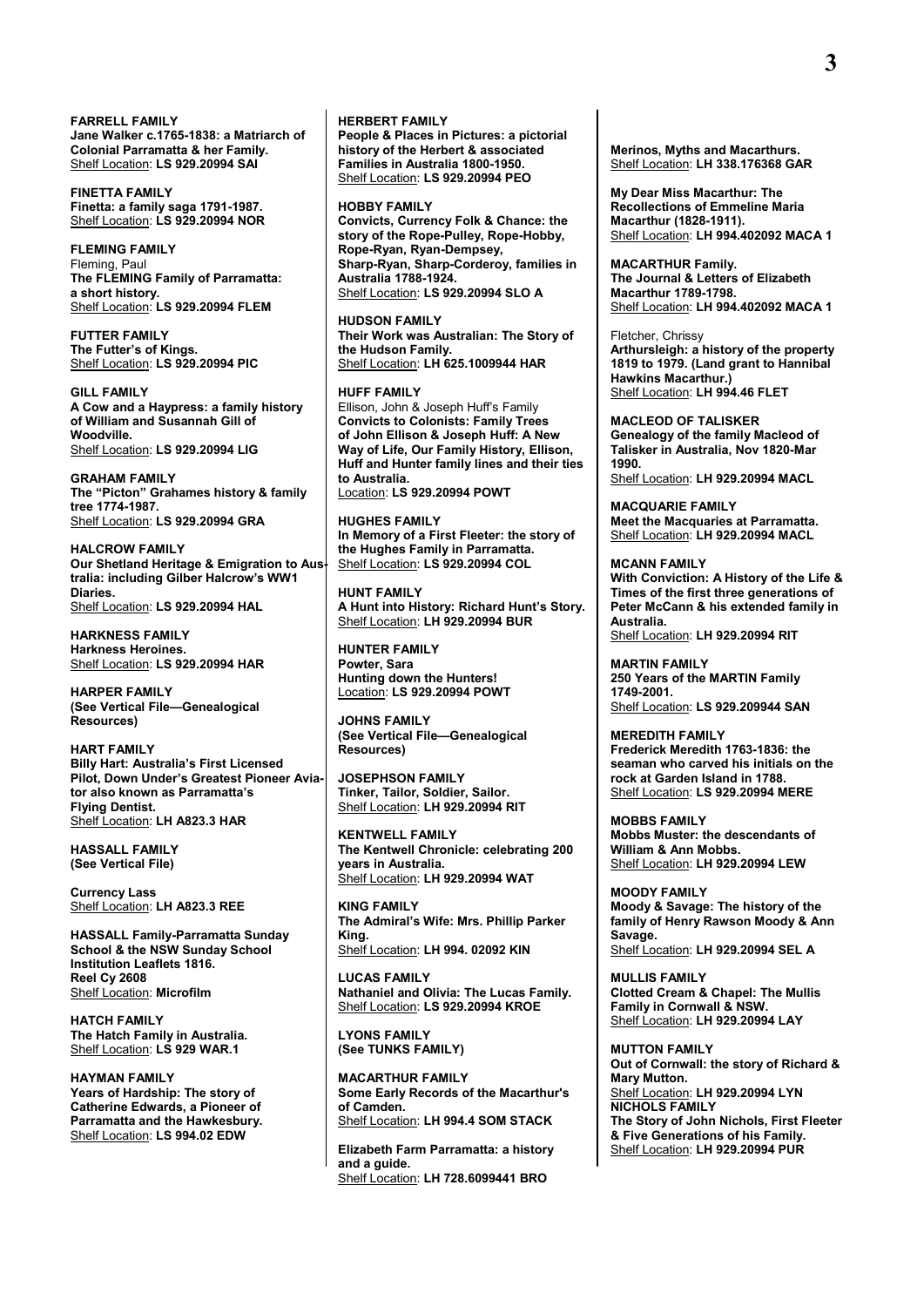**FARRELL FAMILY**
**Jane Walker c.1765-1838: a Matriarch of Colonial Parramatta & her Family.**
Shelf Location: **LS 929.20994 SAI**

**FINETTA FAMILY**
**Finetta: a family saga 1791-1987.**
Shelf Location: **LS 929.20994 NOR**

**FLEMING FAMILY**
Fleming, Paul
**The FLEMING Family of Parramatta: a short history.**
Shelf Location: **LS 929.20994 FLEM**

**FUTTER FAMILY**
**The Futter's of Kings.**
Shelf Location: **LS 929.20994 PIC**

**GILL FAMILY**
**A Cow and a Haypress: a family history of William and Susannah Gill of Woodville.**
Shelf Location: **LS 929.20994 LIG**

**GRAHAM FAMILY**
**The "Picton" Grahames history & family tree 1774-1987.**
Shelf Location: **LS 929.20994 GRA**

**HALCROW FAMILY**
**Our Shetland Heritage & Emigration to Australia: including Gilber Halcrow's WW1 Diaries.**
Shelf Location: **LS 929.20994 HAL**

**HARKNESS FAMILY**
**Harkness Heroines.**
Shelf Location: **LS 929.20994 HAR**

**HARPER FAMILY**
**(See Vertical File—Genealogical Resources)**

**HART FAMILY**
**Billy Hart: Australia's First Licensed Pilot, Down Under's Greatest Pioneer Aviator also known as Parramatta's Flying Dentist.**
Shelf Location: **LH A823.3 HAR**

**HASSALL FAMILY**
**(See Vertical File)**

**Currency Lass**
Shelf Location: **LH A823.3 REE**

**HASSALL Family-Parramatta Sunday School & the NSW Sunday School Institution Leaflets 1816.**
**Reel Cy 2608**
Shelf Location: **Microfilm**

**HATCH FAMILY**
**The Hatch Family in Australia.**
Shelf Location: **LS 929 WAR.1**

**HAYMAN FAMILY**
**Years of Hardship: The story of Catherine Edwards, a Pioneer of Parramatta and the Hawkesbury.**
Shelf Location: **LS 994.02 EDW**

**HERBERT FAMILY**
**People & Places in Pictures: a pictorial history of the Herbert & associated Families in Australia 1800-1950.**
Shelf Location: **LS 929.20994 PEO**

**HOBBY FAMILY**
**Convicts, Currency Folk & Chance: the story of the Rope-Pulley, Rope-Hobby, Rope-Ryan, Ryan-Dempsey, Sharp-Ryan, Sharp-Corderoy, families in Australia 1788-1924.**
Shelf Location: **LS 929.20994 SLO A**

**HUDSON FAMILY**
**Their Work was Australian: The Story of the Hudson Family.**
Shelf Location: **LH 625.1009944 HAR**

**HUFF FAMILY**
Ellison, John & Joseph Huff's Family
**Convicts to Colonists: Family Trees of John Ellison & Joseph Huff: A New Way of Life, Our Family History, Ellison, Huff and Hunter family lines and their ties to Australia.**
Location: **LS 929.20994 POWT**

**HUGHES FAMILY**
**In Memory of a First Fleeter: the story of the Hughes Family in Parramatta.**
Shelf Location: **LS 929.20994 COL**

**HUNT FAMILY**
**A Hunt into History: Richard Hunt's Story.**
Shelf Location: **LH 929.20994 BUR**

**HUNTER FAMILY**
**Powter, Sara**
**Hunting down the Hunters!**
Location: **LS 929.20994 POWT**

**JOHNS FAMILY**
**(See Vertical File—Genealogical Resources)**

**JOSEPHSON FAMILY**
**Tinker, Tailor, Soldier, Sailor.**
Shelf Location: **LH 929.20994 RIT**

**KENTWELL FAMILY**
**The Kentwell Chronicle: celebrating 200 years in Australia.**
Shelf Location: **LH 929.20994 WAT**

**KING FAMILY**
**The Admiral's Wife: Mrs. Phillip Parker King.**
Shelf Location: **LH 994. 02092 KIN**

**LUCAS FAMILY**
**Nathaniel and Olivia: The Lucas Family.**
Shelf Location: **LS 929.20994 KROE**

**LYONS FAMILY**
**(See TUNKS FAMILY)**

**MACARTHUR FAMILY**
**Some Early Records of the Macarthur's of Camden.**
Shelf Location: **LH 994.4 SOM STACK**

**Elizabeth Farm Parramatta: a history and a guide.**
Shelf Location: **LH 728.6099441 BRO**

**Merinos, Myths and Macarthurs.**
Shelf Location: **LH 338.176368 GAR**

**My Dear Miss Macarthur: The Recollections of Emmeline Maria Macarthur (1828-1911).**
Shelf Location: **LH 994.402092 MACA 1**

**MACARTHUR Family.**
**The Journal & Letters of Elizabeth Macarthur 1789-1798.**
Shelf Location: **LH 994.402092 MACA 1**

Fletcher, Chrissy
**Arthursleigh: a history of the property 1819 to 1979. (Land grant to Hannibal Hawkins Macarthur.)**
Shelf Location: **LH 994.46 FLET**

**MACLEOD OF TALISKER**
**Genealogy of the family Macleod of Talisker in Australia, Nov 1820-Mar 1990.**
Shelf Location: **LH 929.20994 MACL**

**MACQUARIE FAMILY**
**Meet the Macquaries at Parramatta.**
Shelf Location: **LH 929.20994 MACL**

**MCANN FAMILY**
**With Conviction: A History of the Life & Times of the first three generations of Peter McCann & his extended family in Australia.**
Shelf Location: **LH 929.20994 RIT**

**MARTIN FAMILY**
**250 Years of the MARTIN Family 1749-2001.**
Shelf Location: **LS 929.209944 SAN**

**MEREDITH FAMILY**
**Frederick Meredith 1763-1836: the seaman who carved his initials on the rock at Garden Island in 1788.**
Shelf Location: **LS 929.20994 MERE**

**MOBBS FAMILY**
**Mobbs Muster: the descendants of William & Ann Mobbs.**
Shelf Location: **LH 929.20994 LEW**

**MOODY FAMILY**
**Moody & Savage: The history of the family of Henry Rawson Moody & Ann Savage.**
Shelf Location: **LH 929.20994 SEL A**

**MULLIS FAMILY**
**Clotted Cream & Chapel: The Mullis Family in Cornwall & NSW.**
Shelf Location: **LH 929.20994 LAY**

**MUTTON FAMILY**
**Out of Cornwall: the story of Richard & Mary Mutton.**
Shelf Location: **LH 929.20994 LYN**

**NICHOLS FAMILY**
**The Story of John Nichols, First Fleeter & Five Generations of his Family.**
Shelf Location: **LH 929.20994 PUR**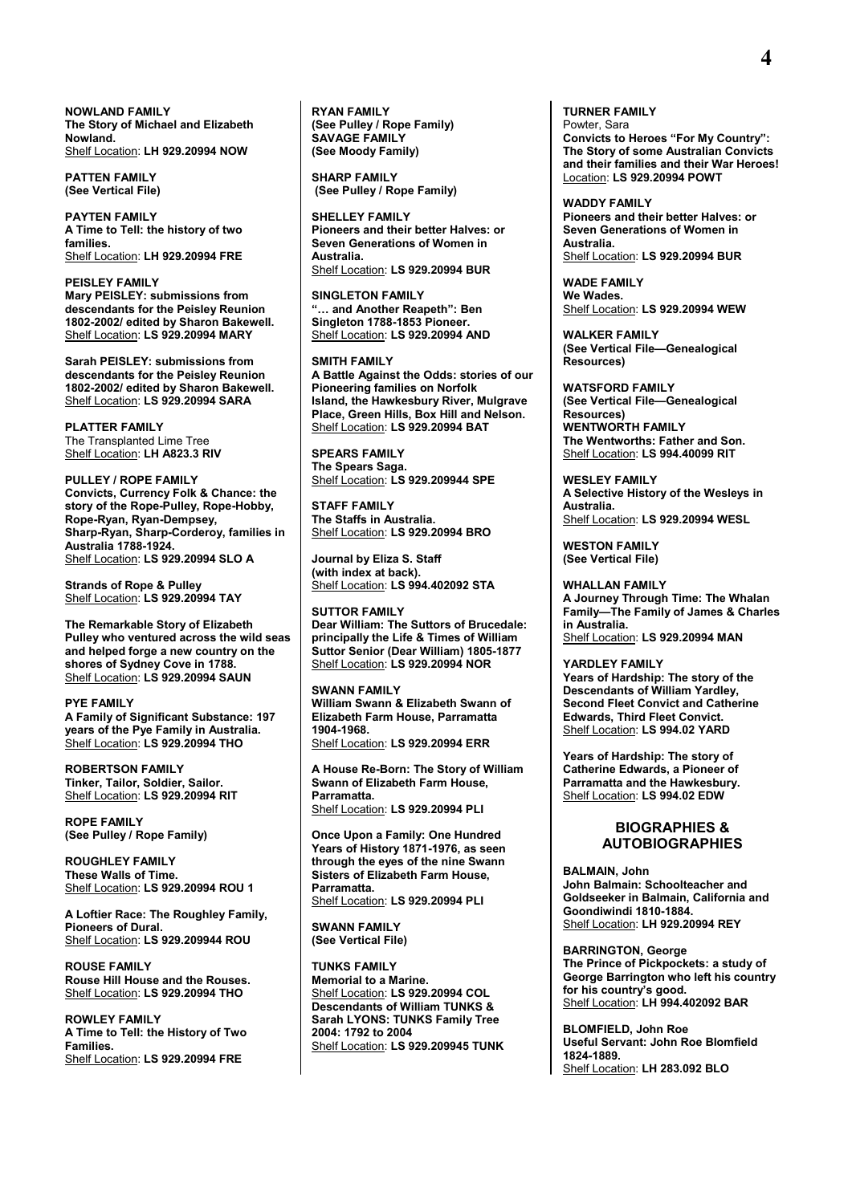**NOWLAND FAMILY**
**The Story of Michael and Elizabeth Nowland.**
Shelf Location: **LH 929.20994 NOW**

**PATTEN FAMILY**
**(See Vertical File)**

**PAYTEN FAMILY**
**A Time to Tell: the history of two families.**
Shelf Location: **LH 929.20994 FRE**

**PEISLEY FAMILY**
**Mary PEISLEY: submissions from descendants for the Peisley Reunion 1802-2002/ edited by Sharon Bakewell.**
Shelf Location: **LS 929.20994 MARY**

**Sarah PEISLEY: submissions from descendants for the Peisley Reunion 1802-2002/ edited by Sharon Bakewell.**
Shelf Location: **LS 929.20994 SARA**

**PLATTER FAMILY**
The Transplanted Lime Tree
Shelf Location: **LH A823.3 RIV**

**PULLEY / ROPE FAMILY**
**Convicts, Currency Folk & Chance: the story of the Rope-Pulley, Rope-Hobby, Rope-Ryan, Ryan-Dempsey, Sharp-Ryan, Sharp-Corderoy, families in Australia 1788-1924.**
Shelf Location: **LS 929.20994 SLO A**

**Strands of Rope & Pulley**
Shelf Location: **LS 929.20994 TAY**

**The Remarkable Story of Elizabeth Pulley who ventured across the wild seas and helped forge a new country on the shores of Sydney Cove in 1788.**
Shelf Location: **LS 929.20994 SAUN**

**PYE FAMILY**
**A Family of Significant Substance: 197 years of the Pye Family in Australia.**
Shelf Location: **LS 929.20994 THO**

**ROBERTSON FAMILY**
**Tinker, Tailor, Soldier, Sailor.**
Shelf Location: **LS 929.20994 RIT**

**ROPE FAMILY**
**(See Pulley / Rope Family)**

**ROUGHLEY FAMILY**
**These Walls of Time.**
Shelf Location: **LS 929.20994 ROU 1**

**A Loftier Race: The Roughley Family, Pioneers of Dural.**
Shelf Location: **LS 929.209944 ROU**

**ROUSE FAMILY**
**Rouse Hill House and the Rouses.**
Shelf Location: **LS 929.20994 THO**

**ROWLEY FAMILY**
**A Time to Tell: the History of Two Families.**
Shelf Location: **LS 929.20994 FRE**

**RYAN FAMILY**
**(See Pulley / Rope Family)**
**SAVAGE FAMILY**
**(See Moody Family)**

**SHARP FAMILY**
**(See Pulley / Rope Family)**

**SHELLEY FAMILY**
**Pioneers and their better Halves: or Seven Generations of Women in Australia.**
Shelf Location: **LS 929.20994 BUR**

**SINGLETON FAMILY**
**"… and Another Reapeth": Ben Singleton 1788-1853 Pioneer.**
Shelf Location: **LS 929.20994 AND**

**SMITH FAMILY**
**A Battle Against the Odds: stories of our Pioneering families on Norfolk Island, the Hawkesbury River, Mulgrave Place, Green Hills, Box Hill and Nelson.**
Shelf Location: **LS 929.20994 BAT**

**SPEARS FAMILY**
**The Spears Saga.**
Shelf Location: **LS 929.209944 SPE**

**STAFF FAMILY**
**The Staffs in Australia.**
Shelf Location: **LS 929.20994 BRO**

**Journal by Eliza S. Staff (with index at back).**
Shelf Location: **LS 994.402092 STA**

**SUTTOR FAMILY**
**Dear William: The Suttors of Brucedale: principally the Life & Times of William Suttor Senior (Dear William) 1805-1877**
Shelf Location: **LS 929.20994 NOR**

**SWANN FAMILY**
**William Swann & Elizabeth Swann of Elizabeth Farm House, Parramatta 1904-1968.**
Shelf Location: **LS 929.20994 ERR**

**A House Re-Born: The Story of William Swann of Elizabeth Farm House, Parramatta.**
Shelf Location: **LS 929.20994 PLI**

**Once Upon a Family: One Hundred Years of History 1871-1976, as seen through the eyes of the nine Swann Sisters of Elizabeth Farm House, Parramatta.**
Shelf Location: **LS 929.20994 PLI**

**SWANN FAMILY**
**(See Vertical File)**

**TUNKS FAMILY**
**Memorial to a Marine.**
Shelf Location: **LS 929.20994 COL**
**Descendants of William TUNKS & Sarah LYONS: TUNKS Family Tree 2004: 1792 to 2004**
Shelf Location: **LS 929.209945 TUNK**

**TURNER FAMILY**
Powter, Sara
**Convicts to Heroes "For My Country": The Story of some Australian Convicts and their families and their War Heroes!**
Location: **LS 929.20994 POWT**

**WADDY FAMILY**
**Pioneers and their better Halves: or Seven Generations of Women in Australia.**
Shelf Location: **LS 929.20994 BUR**

**WADE FAMILY**
**We Wades.**
Shelf Location: **LS 929.20994 WEW**

**WALKER FAMILY**
**(See Vertical File—Genealogical Resources)**

**WATSFORD FAMILY**
**(See Vertical File—Genealogical Resources)**
**WENTWORTH FAMILY**
**The Wentworths: Father and Son.**
Shelf Location: **LS 994.40099 RIT**

**WESLEY FAMILY**
**A Selective History of the Wesleys in Australia.**
Shelf Location: **LS 929.20994 WESL**

**WESTON FAMILY**
**(See Vertical File)**

**WHALLAN FAMILY**
**A Journey Through Time: The Whalan Family—The Family of James & Charles in Australia.**
Shelf Location: **LS 929.20994 MAN**

**YARDLEY FAMILY**
**Years of Hardship: The story of the Descendants of William Yardley, Second Fleet Convict and Catherine Edwards, Third Fleet Convict.**
Shelf Location: **LS 994.02 YARD**

**Years of Hardship: The story of Catherine Edwards, a Pioneer of Parramatta and the Hawkesbury.**
Shelf Location: **LS 994.02 EDW**

## BIOGRAPHIES & AUTOBIOGRAPHIES

**BALMAIN, John**
**John Balmain: Schoolteacher and Goldseeker in Balmain, California and Goondiwindi 1810-1884.**
Shelf Location: **LH 929.20994 REY**

**BARRINGTON, George**
**The Prince of Pickpockets: a study of George Barrington who left his country for his country's good.**
Shelf Location: **LH 994.402092 BAR**

**BLOMFIELD, John Roe**
**Useful Servant: John Roe Blomfield 1824-1889.**
Shelf Location: **LH 283.092 BLO**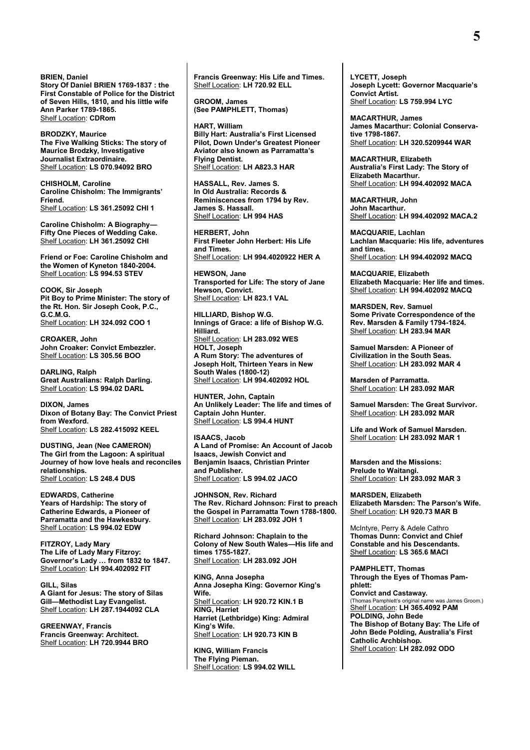**BRIEN, Daniel**
**Story Of Daniel BRIEN 1769-1837 : the First Constable of Police for the District of Seven Hills, 1810, and his little wife Ann Parker 1789-1865.**
Shelf Location: **CDRom**

**BRODZKY, Maurice**
**The Five Walking Sticks: The story of Maurice Brodzky, Investigative Journalist Extraordinaire.**
Shelf Location: **LS 070.94092 BRO**

**CHISHOLM, Caroline**
**Caroline Chisholm: The Immigrants' Friend.**
Shelf Location: **LS 361.25092 CHI 1**

**Caroline Chisholm: A Biography—Fifty One Pieces of Wedding Cake.**
Shelf Location: **LH 361.25092 CHI**

**Friend or Foe: Caroline Chisholm and the Women of Kyneton 1840-2004.**
Shelf Location: **LS 994.53 STEV**

**COOK, Sir Joseph**
**Pit Boy to Prime Minister: The story of the Rt. Hon. Sir Joseph Cook, P.C., G.C.M.G.**
Shelf Location: **LH 324.092 COO 1**

**CROAKER, John**
**John Croaker: Convict Embezzler.**
Shelf Location: **LS 305.56 BOO**

**DARLING, Ralph**
**Great Australians: Ralph Darling.**
Shelf Location: **LS 994.02 DARL**

**DIXON, James**
**Dixon of Botany Bay: The Convict Priest from Wexford.**
Shelf Location: **LS 282.415092 KEEL**

**DUSTING, Jean (Nee CAMERON)**
**The Girl from the Lagoon: A spiritual Journey of how love heals and reconciles relationships.**
Shelf Location: **LS 248.4 DUS**

**EDWARDS, Catherine**
**Years of Hardship: The story of Catherine Edwards, a Pioneer of Parramatta and the Hawkesbury.**
Shelf Location: **LS 994.02 EDW**

**FITZROY, Lady Mary**
**The Life of Lady Mary Fitzroy: Governor's Lady … from 1832 to 1847.**
Shelf Location: **LH 994.402092 FIT**

**GILL, Silas**
**A Giant for Jesus: The story of Silas Gill—Methodist Lay Evangelist.**
Shelf Location: **LH 287.1944092 CLA**

**GREENWAY, Francis**
**Francis Greenway: Architect.**
Shelf Location: **LH 720.9944 BRO**

**Francis Greenway: His Life and Times.**
Shelf Location: **LH 720.92 ELL**

**GROOM, James**
**(See PAMPHLETT, Thomas)**

**HART, William**
**Billy Hart: Australia's First Licensed Pilot, Down Under's Greatest Pioneer Aviator also known as Parramatta's Flying Dentist.**
Shelf Location: **LH A823.3 HAR**

**HASSALL, Rev. James S.**
**In Old Australia: Records & Reminiscences from 1794 by Rev. James S. Hassall.**
Shelf Location: **LH 994 HAS**

**HERBERT, John**
**First Fleeter John Herbert: His Life and Times.**
Shelf Location: **LH 994.4020922 HER A**

**HEWSON, Jane**
**Transported for Life: The story of Jane Hewson, Convict.**
Shelf Location: **LH 823.1 VAL**

**HILLIARD, Bishop W.G.**
**Innings of Grace: a life of Bishop W.G. Hilliard.**
Shelf Location: **LH 283.092 WES**

**HOLT, Joseph**
**A Rum Story: The adventures of Joseph Holt, Thirteen Years in New South Wales (1800-12)**
Shelf Location: **LH 994.402092 HOL**

**HUNTER, John, Captain**
**An Unlikely Leader: The life and times of Captain John Hunter.**
Shelf Location: **LS 994.4 HUNT**

**ISAACS, Jacob**
**A Land of Promise: An Account of Jacob Isaacs, Jewish Convict and Benjamin Isaacs, Christian Printer and Publisher.**
Shelf Location: **LS 994.02 JACO**

**JOHNSON, Rev. Richard**
**The Rev. Richard Johnson: First to preach the Gospel in Parramatta Town 1788-1800.**
Shelf Location: **LH 283.092 JOH 1**

**Richard Johnson: Chaplain to the Colony of New South Wales—His life and times 1755-1827.**
Shelf Location: **LH 283.092 JOH**

**KING, Anna Josepha**
**Anna Josepha King: Governor King's Wife.**
Shelf Location: **LH 920.72 KIN.1 B**

**KING, Harriet**
**Harriet (Lethbridge) King: Admiral King's Wife.**
Shelf Location: **LH 920.73 KIN B**

**KING, William Francis**
**The Flying Pieman.**
Shelf Location: **LS 994.02 WILL**

**LYCETT, Joseph**
**Joseph Lycett: Governor Macquarie's Convict Artist.**
Shelf Location: **LS 759.994 LYC**

**MACARTHUR, James**
**James Macarthur: Colonial Conservative 1798-1867.**
Shelf Location: **LH 320.5209944 WAR**

**MACARTHUR, Elizabeth**
**Australia's First Lady: The Story of Elizabeth Macarthur.**
Shelf Location: **LH 994.402092 MACA**

**MACARTHUR, John**
**John Macarthur.**
Shelf Location: **LH 994.402092 MACA.2**

**MACQUARIE, Lachlan**
**Lachlan Macquarie: His life, adventures and times.**
Shelf Location: **LH 994.402092 MACQ**

**MACQUARIE, Elizabeth**
**Elizabeth Macquarie: Her life and times.**
Shelf Location: **LH 994.402092 MACQ**

**MARSDEN, Rev. Samuel**
**Some Private Correspondence of the Rev. Marsden & Family 1794-1824.**
Shelf Location: **LH 283.94 MAR**

**Samuel Marsden: A Pioneer of Civilization in the South Seas.**
Shelf Location: **LH 283.092 MAR 4**

**Marsden of Parramatta.**
Shelf Location: **LH 283.092 MAR**

**Samuel Marsden: The Great Survivor.**
Shelf Location: **LH 283.092 MAR**

**Life and Work of Samuel Marsden.**
Shelf Location: **LH 283.092 MAR 1**

**Marsden and the Missions: Prelude to Waitangi.**
Shelf Location: **LH 283.092 MAR 3**

**MARSDEN, Elizabeth**
**Elizabeth Marsden: The Parson's Wife.**
Shelf Location: **LH 920.73 MAR B**

McIntyre, Perry & Adele Cathro
**Thomas Dunn: Convict and Chief Constable and his Descendants.**
Shelf Location: **LS 365.6 MACI**

**PAMPHLETT, Thomas**
**Through the Eyes of Thomas Pamphlett: Convict and Castaway.**
(Thomas Pamphlett's original name was James Groom.)
Shelf Location: **LH 365.4092 PAM**

**POLDING, John Bede**
**The Bishop of Botany Bay: The Life of John Bede Polding, Australia's First Catholic Archbishop.**
Shelf Location: **LH 282.092 ODO**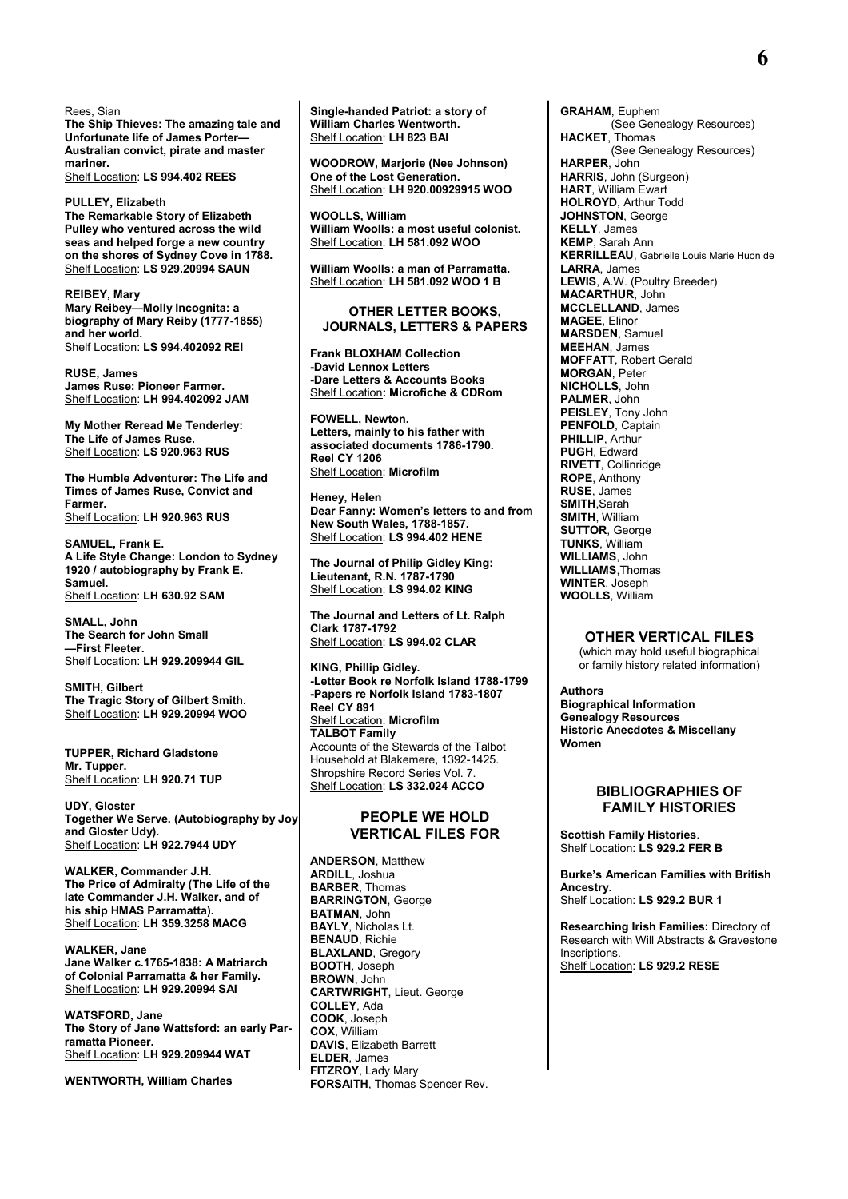Rees, Sian
**The Ship Thieves: The amazing tale and Unfortunate life of James Porter—Australian convict, pirate and master mariner.**
Shelf Location: **LS 994.402 REES**

**PULLEY, Elizabeth**
**The Remarkable Story of Elizabeth Pulley who ventured across the wild seas and helped forge a new country on the shores of Sydney Cove in 1788.**
Shelf Location: **LS 929.20994 SAUN**

**REIBEY, Mary**
**Mary Reibey—Molly Incognita: a biography of Mary Reiby (1777-1855) and her world.**
Shelf Location: **LS 994.402092 REI**

**RUSE, James**
**James Ruse: Pioneer Farmer.**
Shelf Location: **LH 994.402092 JAM**

**My Mother Reread Me Tenderley: The Life of James Ruse.**
Shelf Location: **LS 920.963 RUS**

**The Humble Adventurer: The Life and Times of James Ruse, Convict and Farmer.**
Shelf Location: **LH 920.963 RUS**

**SAMUEL, Frank E.**
**A Life Style Change: London to Sydney 1920 / autobiography by Frank E. Samuel.**
Shelf Location: **LH 630.92 SAM**

**SMALL, John**
**The Search for John Small —First Fleeter.**
Shelf Location: **LH 929.209944 GIL**

**SMITH, Gilbert**
**The Tragic Story of Gilbert Smith.**
Shelf Location: **LH 929.20994 WOO**

**TUPPER, Richard Gladstone**
**Mr. Tupper.**
Shelf Location: **LH 920.71 TUP**

**UDY, Gloster**
**Together We Serve. (Autobiography by Joy and Gloster Udy).**
Shelf Location: **LH 922.7944 UDY**

**WALKER, Commander J.H.**
**The Price of Admiralty (The Life of the late Commander J.H. Walker, and of his ship HMAS Parramatta).**
Shelf Location: **LH 359.3258 MACG**

**WALKER, Jane**
**Jane Walker c.1765-1838: A Matriarch of Colonial Parramatta & her Family.**
Shelf Location: **LH 929.20994 SAI**

**WATSFORD, Jane**
**The Story of Jane Wattsford: an early Parramatta Pioneer.**
Shelf Location: **LH 929.209944 WAT**

**WENTWORTH, William Charles**
**Single-handed Patriot: a story of William Charles Wentworth.**
Shelf Location: **LH 823 BAI**

**WOODROW, Marjorie (Nee Johnson)**
**One of the Lost Generation.**
Shelf Location: **LH 920.00929915 WOO**

**WOOLLS, William**
**William Woolls: a most useful colonist.**
Shelf Location: **LH 581.092 WOO**

**William Woolls: a man of Parramatta.**
Shelf Location: **LH 581.092 WOO 1 B**

## OTHER LETTER BOOKS, JOURNALS, LETTERS & PAPERS

**Frank BLOXHAM Collection**
**-David Lennox Letters**
**-Dare Letters & Accounts Books**
Shelf Location**: Microfiche & CDRom**

**FOWELL, Newton.**
**Letters, mainly to his father with associated documents 1786-1790.**
**Reel CY 1206**
Shelf Location: **Microfilm**

**Heney, Helen**
**Dear Fanny: Women's letters to and from New South Wales, 1788-1857.**
Shelf Location: **LS 994.402 HENE**

**The Journal of Philip Gidley King: Lieutenant, R.N. 1787-1790**
Shelf Location: **LS 994.02 KING**

**The Journal and Letters of Lt. Ralph Clark 1787-1792**
Shelf Location: **LS 994.02 CLAR**

**KING, Phillip Gidley.**
**-Letter Book re Norfolk Island 1788-1799**
**-Papers re Norfolk Island 1783-1807**
**Reel CY 891**
Shelf Location: **Microfilm**
**TALBOT Family**
Accounts of the Stewards of the Talbot Household at Blakemere, 1392-1425. Shropshire Record Series Vol. 7.
Shelf Location: **LS 332.024 ACCO**

## PEOPLE WE HOLD VERTICAL FILES FOR

**ANDERSON**, Matthew
**ARDILL**, Joshua
**BARBER**, Thomas
**BARRINGTON**, George
**BATMAN**, John
**BAYLY**, Nicholas Lt.
**BENAUD**, Richie
**BLAXLAND**, Gregory
**BOOTH**, Joseph
**BROWN**, John
**CARTWRIGHT**, Lieut. George
**COLLEY**, Ada
**COOK**, Joseph
**COX**, William
**DAVIS**, Elizabeth Barrett
**ELDER**, James
**FITZROY**, Lady Mary
**FORSAITH**, Thomas Spencer Rev.
**GRAHAM**, Euphem
(See Genealogy Resources)
**HACKET**, Thomas
(See Genealogy Resources)
**HARPER**, John
**HARRIS**, John (Surgeon)
**HART**, William Ewart
**HOLROYD**, Arthur Todd
**JOHNSTON**, George
**KELLY**, James
**KEMP**, Sarah Ann
**KERRILLEAU**, Gabrielle Louis Marie Huon de
**LARRA**, James
**LEWIS**, A.W. (Poultry Breeder)
**MACARTHUR**, John
**MCCLELLAND**, James
**MAGEE**, Elinor
**MARSDEN**, Samuel
**MEEHAN**, James
**MOFFATT**, Robert Gerald
**MORGAN**, Peter
**NICHOLLS**, John
**PALMER**, John
**PEISLEY**, Tony John
**PENFOLD**, Captain
**PHILLIP**, Arthur
**PUGH**, Edward
**RIVETT**, Collinridge
**ROPE**, Anthony
**RUSE**, James
**SMITH**,Sarah
**SMITH**, William
**SUTTOR**, George
**TUNKS**, William
**WILLIAMS**, John
**WILLIAMS**,Thomas
**WINTER**, Joseph
**WOOLLS**, William

## OTHER VERTICAL FILES

(which may hold useful biographical or family history related information)

**Authors**
**Biographical Information**
**Genealogy Resources**
**Historic Anecdotes & Miscellany**
**Women**

## BIBLIOGRAPHIES OF FAMILY HISTORIES

**Scottish Family Histories**.
Shelf Location: **LS 929.2 FER B**

**Burke's American Families with British Ancestry.**
Shelf Location: **LS 929.2 BUR 1**

**Researching Irish Families:** Directory of Research with Will Abstracts & Gravestone Inscriptions.
Shelf Location: **LS 929.2 RESE**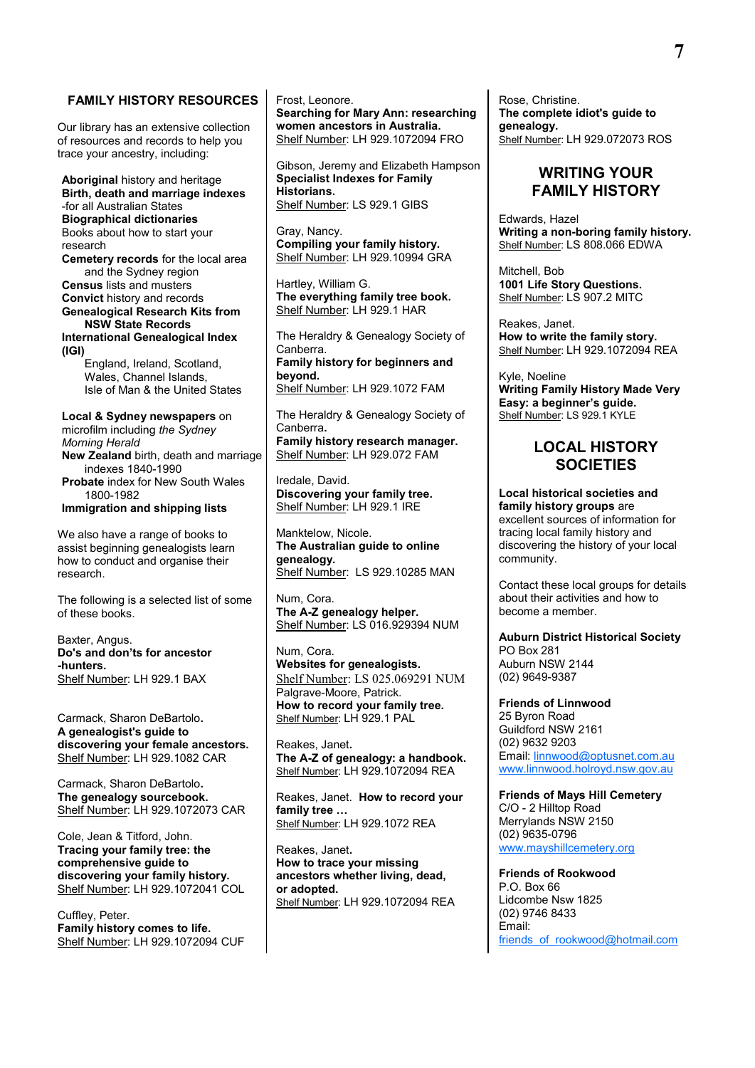## FAMILY HISTORY RESOURCES

Our library has an extensive collection of resources and records to help you trace your ancestry, including:

**Aboriginal** history and heritage
**Birth, death and marriage indexes** -for all Australian States
**Biographical dictionaries**
Books about how to start your research
**Cemetery records** for the local area and the Sydney region
**Census** lists and musters
**Convict** history and records
**Genealogical Research Kits from NSW State Records**
**International Genealogical Index (IGI)**
England, Ireland, Scotland, Wales, Channel Islands, Isle of Man & the United States

**Local & Sydney newspapers** on microfilm including *the Sydney Morning Herald*
**New Zealand** birth, death and marriage indexes 1840-1990
**Probate** index for New South Wales 1800-1982
**Immigration and shipping lists**

We also have a range of books to assist beginning genealogists learn how to conduct and organise their research.

The following is a selected list of some of these books.

Baxter, Angus.
**Do's and don'ts for ancestor -hunters.**
Shelf Number: LH 929.1 BAX

Carmack, Sharon DeBartolo.
**A genealogist's guide to discovering your female ancestors.**
Shelf Number: LH 929.1082 CAR

Carmack, Sharon DeBartolo.
**The genealogy sourcebook.**
Shelf Number: LH 929.1072073 CAR

Cole, Jean & Titford, John.
**Tracing your family tree: the comprehensive guide to discovering your family history.**
Shelf Number: LH 929.1072041 COL

Cuffley, Peter.
**Family history comes to life.**
Shelf Number: LH 929.1072094 CUF

Frost, Leonore.
**Searching for Mary Ann: researching women ancestors in Australia.**
Shelf Number: LH 929.1072094 FRO

Gibson, Jeremy and Elizabeth Hampson
**Specialist Indexes for Family Historians.**
Shelf Number: LS 929.1 GIBS

Gray, Nancy.
**Compiling your family history.**
Shelf Number: LH 929.10994 GRA

Hartley, William G.
**The everything family tree book.**
Shelf Number: LH 929.1 HAR

The Heraldry & Genealogy Society of Canberra.
**Family history for beginners and beyond.**
Shelf Number: LH 929.1072 FAM

The Heraldry & Genealogy Society of Canberra.
**Family history research manager.**
Shelf Number: LH 929.072 FAM

Iredale, David.
**Discovering your family tree.**
Shelf Number: LH 929.1 IRE

Manktelow, Nicole.
**The Australian guide to online genealogy.**
Shelf Number: LS 929.10285 MAN

Num, Cora.
**The A-Z genealogy helper.**
Shelf Number: LS 016.929394 NUM

Num, Cora.
**Websites for genealogists.**
Shelf Number: LS 025.069291 NUM

Palgrave-Moore, Patrick.
**How to record your family tree.**
Shelf Number: LH 929.1 PAL

Reakes, Janet.
**The A-Z of genealogy: a handbook.**
Shelf Number: LH 929.1072094 REA

Reakes, Janet. **How to record your family tree …**
Shelf Number: LH 929.1072 REA

Reakes, Janet.
**How to trace your missing ancestors whether living, dead, or adopted.**
Shelf Number: LH 929.1072094 REA

Rose, Christine.
**The complete idiot's guide to genealogy.**
Shelf Number: LH 929.072073 ROS

## WRITING YOUR FAMILY HISTORY

Edwards, Hazel
**Writing a non-boring family history.**
Shelf Number: LS 808.066 EDWA

Mitchell, Bob
**1001 Life Story Questions.**
Shelf Number: LS 907.2 MITC

Reakes, Janet.
**How to write the family story.**
Shelf Number: LH 929.1072094 REA

Kyle, Noeline
**Writing Family History Made Very Easy: a beginner's guide.**
Shelf Number: LS 929.1 KYLE

## LOCAL HISTORY SOCIETIES

**Local historical societies and family history groups** are excellent sources of information for tracing local family history and discovering the history of your local community.

Contact these local groups for details about their activities and how to become a member.

**Auburn District Historical Society**
PO Box 281
Auburn NSW 2144
(02) 9649-9387

**Friends of Linnwood**
25 Byron Road
Guildford NSW 2161
(02) 9632 9203
Email: linnwood@optusnet.com.au
www.linnwood.holroyd.nsw.gov.au

**Friends of Mays Hill Cemetery**
C/O - 2 Hilltop Road
Merrylands NSW 2150
(02) 9635-0796
www.mayshillcemetery.org

**Friends of Rookwood**
P.O. Box 66
Lidcombe Nsw 1825
(02) 9746 8433
Email:
friends_of_rookwood@hotmail.com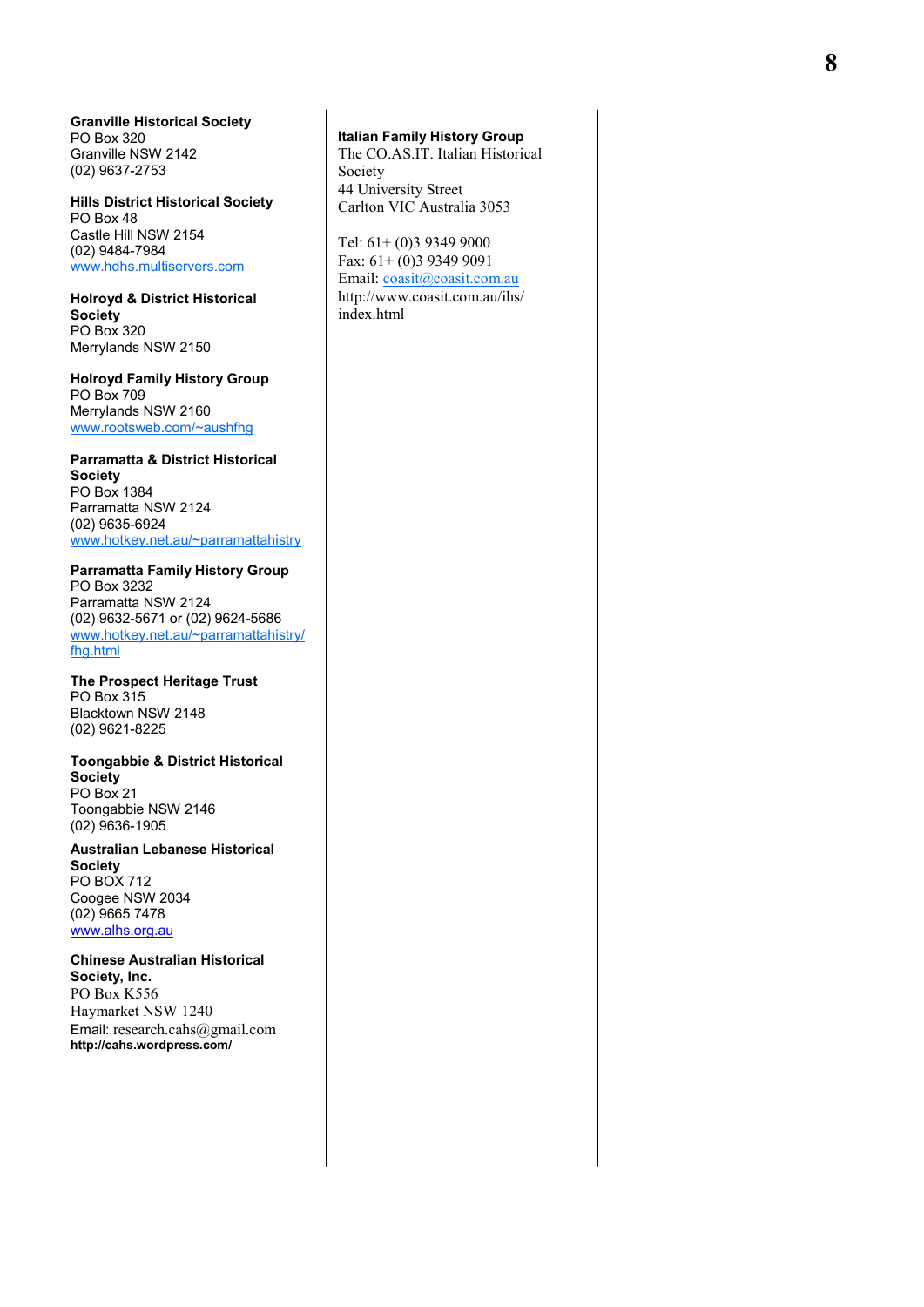**Granville Historical Society**
PO Box 320
Granville NSW 2142
(02) 9637-2753

**Hills District Historical Society**
PO Box 48
Castle Hill NSW 2154
(02) 9484-7984
www.hdhs.multiservers.com

**Holroyd & District Historical Society**
PO Box 320
Merrylands NSW 2150

**Holroyd Family History Group**
PO Box 709
Merrylands NSW 2160
www.rootsweb.com/~aushfhg

**Parramatta & District Historical Society**
PO Box 1384
Parramatta NSW 2124
(02) 9635-6924
www.hotkey.net.au/~parramattahistry

**Parramatta Family History Group**
PO Box 3232
Parramatta NSW 2124
(02) 9632-5671 or (02) 9624-5686
www.hotkey.net.au/~parramattahistry/fhg.html

**The Prospect Heritage Trust**
PO Box 315
Blacktown NSW 2148
(02) 9621-8225

**Toongabbie & District Historical Society**
PO Box 21
Toongabbie NSW 2146
(02) 9636-1905

**Australian Lebanese Historical Society**
PO BOX 712
Coogee NSW 2034
(02) 9665 7478
www.alhs.org.au

**Chinese Australian Historical Society, Inc.**
PO Box K556
Haymarket NSW 1240
Email: research.cahs@gmail.com
**http://cahs.wordpress.com/**

**Italian Family History Group**
The CO.AS.IT. Italian Historical Society
44 University Street
Carlton VIC Australia 3053

Tel: 61+ (0)3 9349 9000
Fax: 61+ (0)3 9349 9091
Email: coasit@coasit.com.au
http://www.coasit.com.au/ihs/index.html